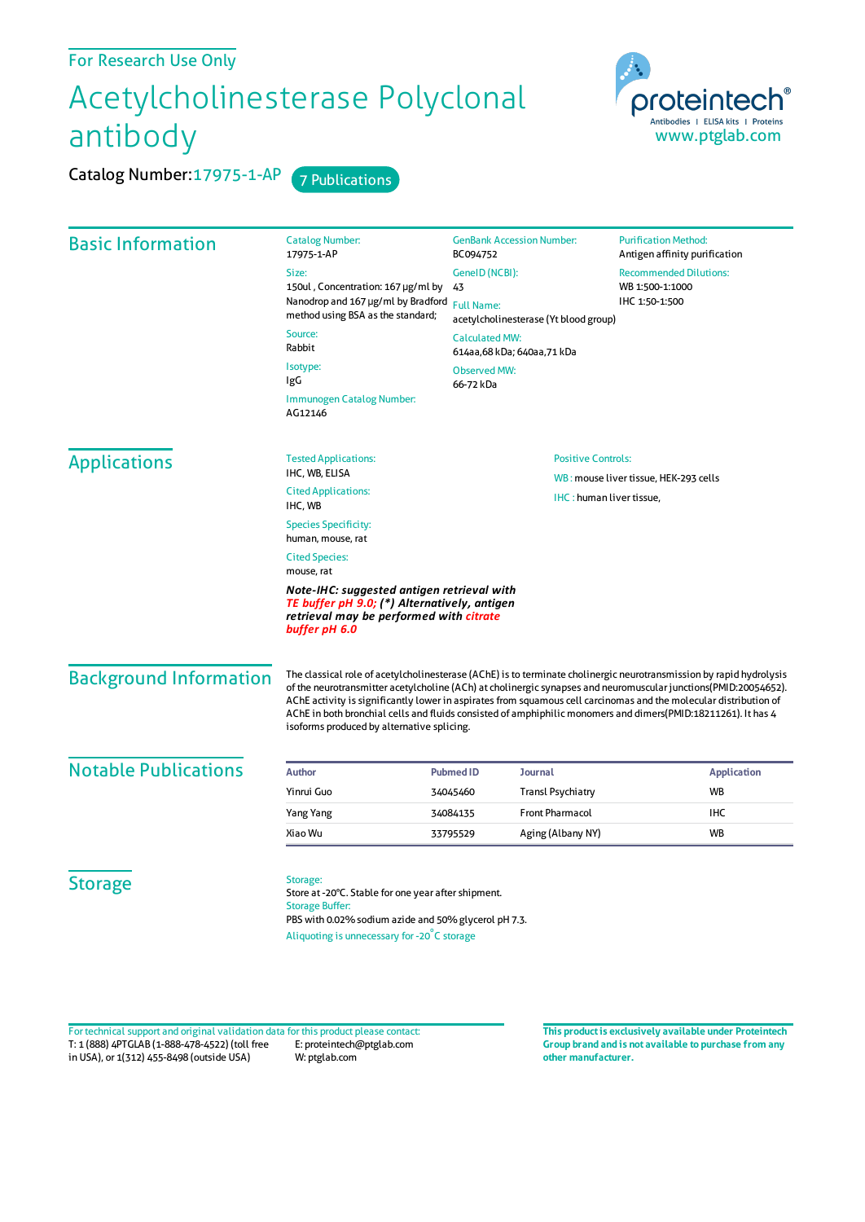For Research Use Only

# Acetylcholinesterase Polyclonal antibody

Catalog Number: 17975-1-AP    7 Publications

proteintech®
Antibodies | ELISA kits | Proteins
www.ptglab.com

## Basic Information

Catalog Number:
17975-1-AP

Size:
150ul , Concentration: 167 μg/ml by Nanodrop and 167 μg/ml by Bradford method using BSA as the standard;

Source:
Rabbit

Isotype:
IgG

Immunogen Catalog Number:
AG12146

GenBank Accession Number:
BC094752

GeneID (NCBI):
43

Full Name:
acetylcholinesterase (Yt blood group)

Calculated MW:
614aa,68 kDa; 640aa,71 kDa

Observed MW:
66-72 kDa

Purification Method:
Antigen affinity purification

Recommended Dilutions:
WB 1:500-1:1000
IHC 1:50-1:500

## Applications

Tested Applications:
IHC, WB, ELISA

Cited Applications:
IHC, WB

Species Specificity:
human, mouse, rat

Cited Species:
mouse, rat

***Note-IHC: suggested antigen retrieval with TE buffer pH 9.0; (\*) Alternatively, antigen retrieval may be performed with citrate buffer pH 6.0***

Positive Controls:

WB : mouse liver tissue, HEK-293 cells

IHC : human liver tissue,

## Background Information

The classical role of acetylcholinesterase (AChE) is to terminate cholinergic neurotransmission by rapid hydrolysis of the neurotransmitter acetylcholine (ACh) at cholinergic synapses and neuromuscular junctions(PMID:20054652). AChE activity is significantly lower in aspirates from squamous cell carcinomas and the molecular distribution of AChE in both bronchial cells and fluids consisted of amphiphilic monomers and dimers(PMID:18211261). It has 4 isoforms produced by alternative splicing.

## Notable Publications

| Author | Pubmed ID | Journal | Application |
|---|---|---|---|
| Yinrui Guo | 34045460 | Transl Psychiatry | WB |
| Yang Yang | 34084135 | Front Pharmacol | IHC |
| Xiao Wu | 33795529 | Aging (Albany NY) | WB |

## Storage

Storage:
Store at -20°C. Stable for one year after shipment.

Storage Buffer:
PBS with 0.02% sodium azide and 50% glycerol pH 7.3.

Aliquoting is unnecessary for -20°C storage

For technical support and original validation data for this product please contact:
T: 1 (888) 4PTGLAB (1-888-478-4522) (toll free in USA), or 1(312) 455-8498 (outside USA)
E: proteintech@ptglab.com
W: ptglab.com

**This product is exclusively available under Proteintech Group brand and is not available to purchase from any other manufacturer.**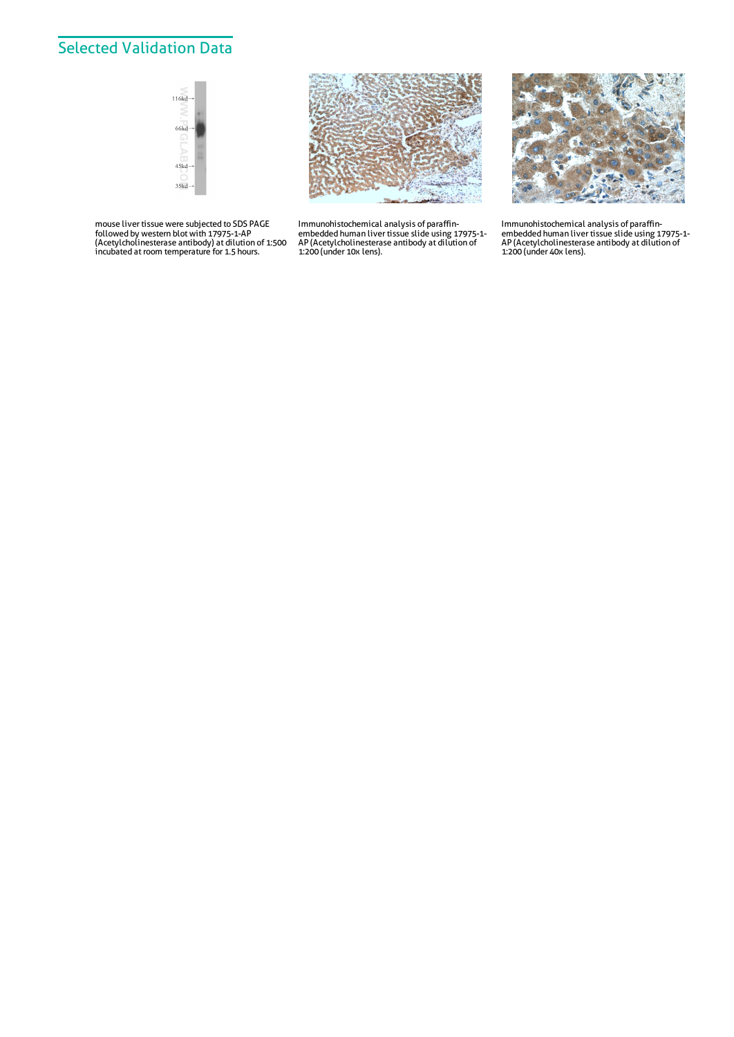## Selected Validation Data

mouse liver tissue were subjected to SDS PAGE followed by western blot with 17975-1-AP (Acetylcholinesterase antibody) at dilution of 1:500 incubated at room temperature for 1.5 hours.

Immunohistochemical analysis of paraffin-embedded human liver tissue slide using 17975-1-AP (Acetylcholinesterase antibody at dilution of 1:200 (under 10x lens).

Immunohistochemical analysis of paraffin-embedded human liver tissue slide using 17975-1-AP (Acetylcholinesterase antibody at dilution of 1:200 (under 40x lens).